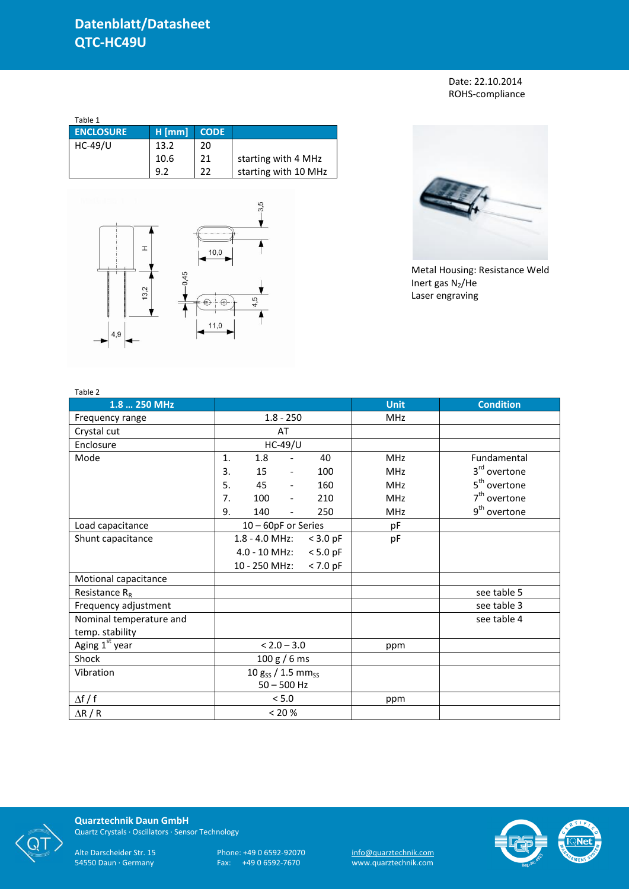# Datenblatt/Datasheet
# QTC-HC49U

Date: 22.10.2014
ROHS-compliance

Table 1

| ENCLOSURE | H [mm] | CODE | |
|---|---|---|---|
| HC-49/U | 13.2 | 20 | |
| | 10.6 | 21 | starting with 4 MHz |
| | 9.2 | 22 | starting with 10 MHz |

Metal Housing: Resistance Weld
Inert gas $N_2$/He
Laser engraving

Table 2

| 1.8 … 250 MHz | | Unit | Condition |
|---|---|---|---|
| Frequency range | 1.8 - 250 | MHz | |
| Crystal cut | AT | | |
| Enclosure | HC-49/U | | |
| Mode | 1. 1.8 - 40 | MHz | Fundamental |
| | 3. 15 - 100 | MHz | 3rd overtone |
| | 5. 45 - 160 | MHz | 5th overtone |
| | 7. 100 - 210 | MHz | 7th overtone |
| | 9. 140 - 250 | MHz | 9th overtone |
| Load capacitance | 10 – 60pF or Series | pF | |
| Shunt capacitance | 1.8 - 4.0 MHz: < 3.0 pF | pF | |
| | 4.0 - 10 MHz: < 5.0 pF | | |
| | 10 - 250 MHz: < 7.0 pF | | |
| Motional capacitance | | | |
| Resistance $R_R$ | | | see table 5 |
| Frequency adjustment | | | see table 3 |
| Nominal temperature and temp. stability | | | see table 4 |
| Aging 1st year | < 2.0 – 3.0 | ppm | |
| Shock | 100 g / 6 ms | | |
| Vibration | 10 $g_{SS}$ / 1.5 $mm_{SS}$ 50 – 500 Hz | | |
| $\Delta f / f$ | < 5.0 | ppm | |
| $\Delta R / R$ | < 20 % | | |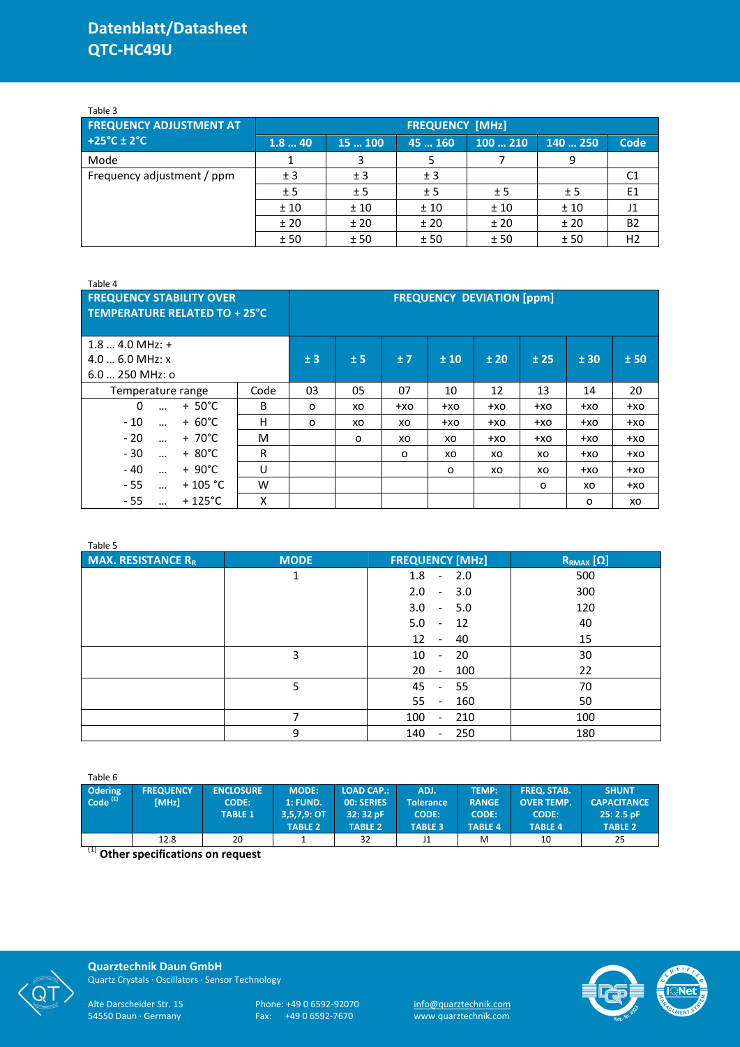Table 3

| FREQUENCY ADJUSTMENT AT +25°C ± 2°C | FREQUENCY [MHz] | | | | | |
|---|---|---|---|---|---|---|
| | 1.8 … 40 | 15 … 100 | 45 … 160 | 100 … 210 | 140 … 250 | Code |
| Mode | 1 | 3 | 5 | 7 | 9 | |
| Frequency adjustment / ppm | ± 3 | ± 3 | ± 3 | | | C1 |
| | ± 5 | ± 5 | ± 5 | ± 5 | ± 5 | E1 |
| | ± 10 | ± 10 | ± 10 | ± 10 | ± 10 | J1 |
| | ± 20 | ± 20 | ± 20 | ± 20 | ± 20 | B2 |
| | ± 50 | ± 50 | ± 50 | ± 50 | ± 50 | H2 |

Table 4

| FREQUENCY STABILITY OVER TEMPERATURE RELATED TO + 25°C | | FREQUENCY DEVIATION [ppm] | | | | | | | |
|---|---|---|---|---|---|---|---|---|---|
| 1.8 … 4.0 MHz: +<br>4.0 … 6.0 MHz: x<br>6.0 … 250 MHz: o | | ± 3 | ± 5 | ± 7 | ± 10 | ± 20 | ± 25 | ± 30 | ± 50 |
| Temperature range | Code | 03 | 05 | 07 | 10 | 12 | 13 | 14 | 20 |
| 0 … + 50°C | B | o | xo | +xo | +xo | +xo | +xo | +xo | +xo |
| - 10 … + 60°C | H | o | xo | xo | +xo | +xo | +xo | +xo | +xo |
| - 20 … + 70°C | M | | o | xo | xo | +xo | +xo | +xo | +xo |
| - 30 … + 80°C | R | | | o | xo | xo | xo | +xo | +xo |
| - 40 … + 90°C | U | | | | o | xo | xo | +xo | +xo |
| - 55 … + 105 °C | W | | | | | | o | xo | +xo |
| - 55 … + 125°C | X | | | | | | | o | xo |

Table 5

| MAX. RESISTANCE $R_R$ | MODE | FREQUENCY [MHz] | $R_{RMAX}$ [Ω] |
|---|---|---|---|
| | 1 | 1.8 - 2.0 | 500 |
| | | 2.0 - 3.0 | 300 |
| | | 3.0 - 5.0 | 120 |
| | | 5.0 - 12 | 40 |
| | | 12 - 40 | 15 |
| | 3 | 10 - 20 | 30 |
| | | 20 - 100 | 22 |
| | 5 | 45 - 55 | 70 |
| | | 55 - 160 | 50 |
| | 7 | 100 - 210 | 100 |
| | 9 | 140 - 250 | 180 |

Table 6

| Odering Code [1] | FREQUENCY [MHz] | ENCLOSURE CODE: TABLE 1 | MODE: 1: FUND. 3,5,7,9: OT TABLE 2 | LOAD CAP.: 00: SERIES 32: 32 pF TABLE 2 | ADJ. Tolerance CODE: TABLE 3 | TEMP: RANGE CODE: TABLE 4 | FREQ. STAB. OVER TEMP. CODE: TABLE 4 | SHUNT CAPACITANCE 25: 2.5 pF TABLE 2 |
|---|---|---|---|---|---|---|---|---|
| | 12.8 | 20 | 1 | 32 | J1 | M | 10 | 25 |

[1] **Other specifications on request**